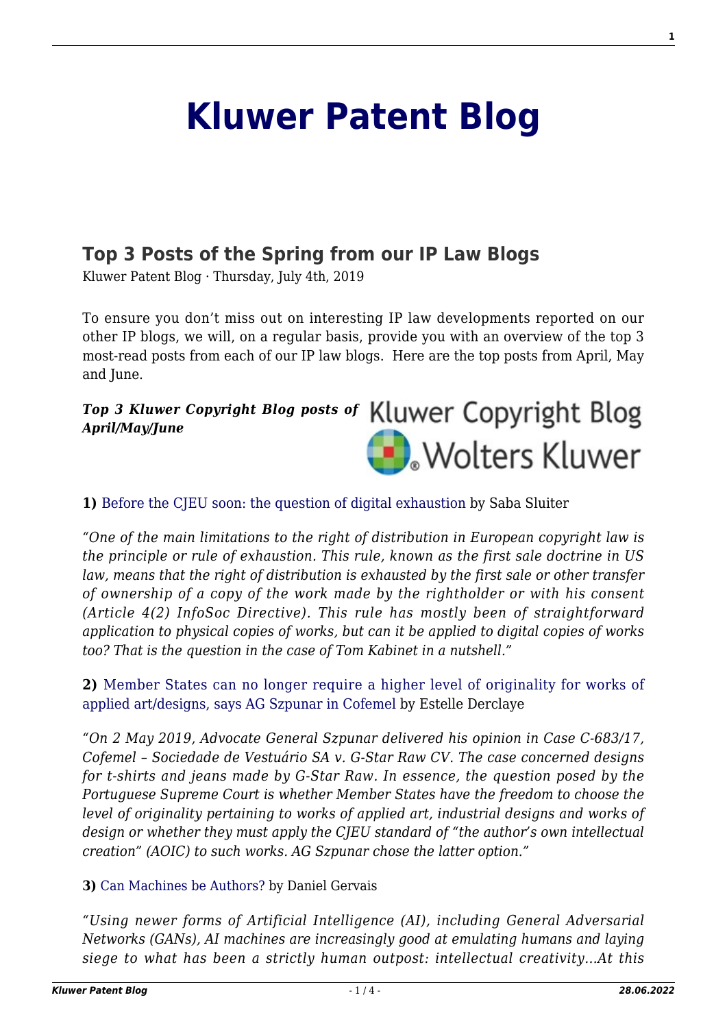# Kluwer Patent Blog

## Top 3 Posts of the Spring from our IP Law Blogs

Kluwer Patent Blog · Thursday, July 4th, 2019

To ensure you don't miss out on interesting IP law developments reported on our other IP blogs, we will, on a regular basis, provide you with an overview of the top 3 most-read posts from each of our IP law blogs. Here are the top posts from April, May and June.

***Top 3 Kluwer Copyright Blog posts of April/May/June***

**1)** Before the CJEU soon: the question of digital exhaustion by Saba Sluiter

*"One of the main limitations to the right of distribution in European copyright law is the principle or rule of exhaustion. This rule, known as the first sale doctrine in US law, means that the right of distribution is exhausted by the first sale or other transfer of ownership of a copy of the work made by the rightholder or with his consent (Article 4(2) InfoSoc Directive). This rule has mostly been of straightforward application to physical copies of works, but can it be applied to digital copies of works too? That is the question in the case of Tom Kabinet in a nutshell."*

**2)** Member States can no longer require a higher level of originality for works of applied art/designs, says AG Szpunar in Cofemel by Estelle Derclaye

*"On 2 May 2019, Advocate General Szpunar delivered his opinion in Case C-683/17, Cofemel – Sociedade de Vestuário SA v. G-Star Raw CV. The case concerned designs for t-shirts and jeans made by G-Star Raw. In essence, the question posed by the Portuguese Supreme Court is whether Member States have the freedom to choose the level of originality pertaining to works of applied art, industrial designs and works of design or whether they must apply the CJEU standard of "the author's own intellectual creation" (AOIC) to such works. AG Szpunar chose the latter option."*

**3)** Can Machines be Authors? by Daniel Gervais

*"Using newer forms of Artificial Intelligence (AI), including General Adversarial Networks (GANs), AI machines are increasingly good at emulating humans and laying siege to what has been a strictly human outpost: intellectual creativity…At this*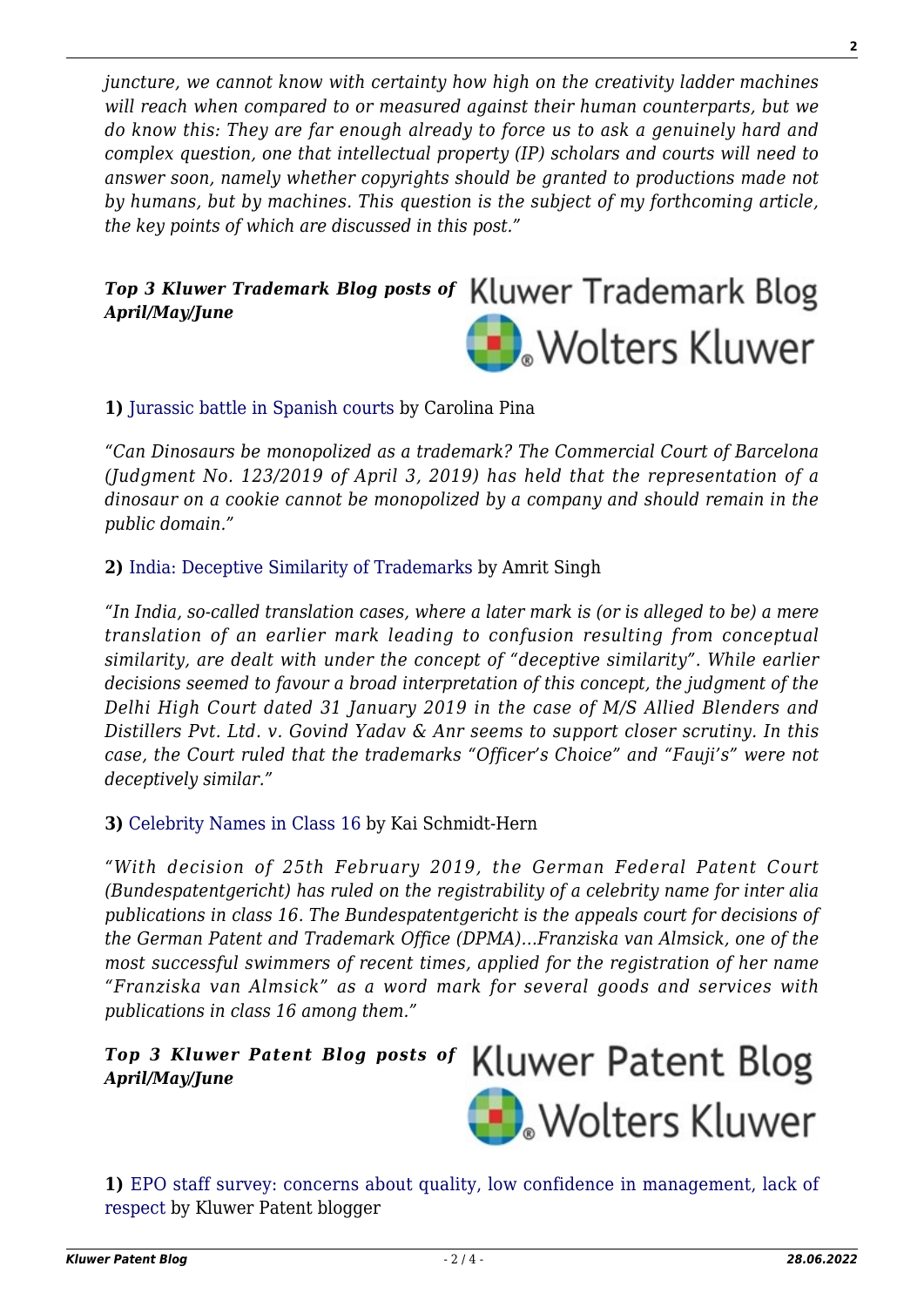*juncture, we cannot know with certainty how high on the creativity ladder machines will reach when compared to or measured against their human counterparts, but we do know this: They are far enough already to force us to ask a genuinely hard and complex question, one that intellectual property (IP) scholars and courts will need to answer soon, namely whether copyrights should be granted to productions made not by humans, but by machines. This question is the subject of my forthcoming article, the key points of which are discussed in this post."*

***Top 3 Kluwer Trademark Blog posts of April/May/June***

**1)** Jurassic battle in Spanish courts by Carolina Pina

*"Can Dinosaurs be monopolized as a trademark? The Commercial Court of Barcelona (Judgment No. 123/2019 of April 3, 2019) has held that the representation of a dinosaur on a cookie cannot be monopolized by a company and should remain in the public domain."*

**2)** India: Deceptive Similarity of Trademarks by Amrit Singh

*"In India, so-called translation cases, where a later mark is (or is alleged to be) a mere translation of an earlier mark leading to confusion resulting from conceptual similarity, are dealt with under the concept of "deceptive similarity". While earlier decisions seemed to favour a broad interpretation of this concept, the judgment of the Delhi High Court dated 31 January 2019 in the case of M/S Allied Blenders and Distillers Pvt. Ltd. v. Govind Yadav & Anr seems to support closer scrutiny. In this case, the Court ruled that the trademarks "Officer's Choice" and "Fauji's" were not deceptively similar."*

**3)** Celebrity Names in Class 16 by Kai Schmidt-Hern

*"With decision of 25th February 2019, the German Federal Patent Court (Bundespatentgericht) has ruled on the registrability of a celebrity name for inter alia publications in class 16. The Bundespatentgericht is the appeals court for decisions of the German Patent and Trademark Office (DPMA)…Franziska van Almsick, one of the most successful swimmers of recent times, applied for the registration of her name "Franziska van Almsick" as a word mark for several goods and services with publications in class 16 among them."*

***Top 3 Kluwer Patent Blog posts of April/May/June***

**1)** EPO staff survey: concerns about quality, low confidence in management, lack of respect by Kluwer Patent blogger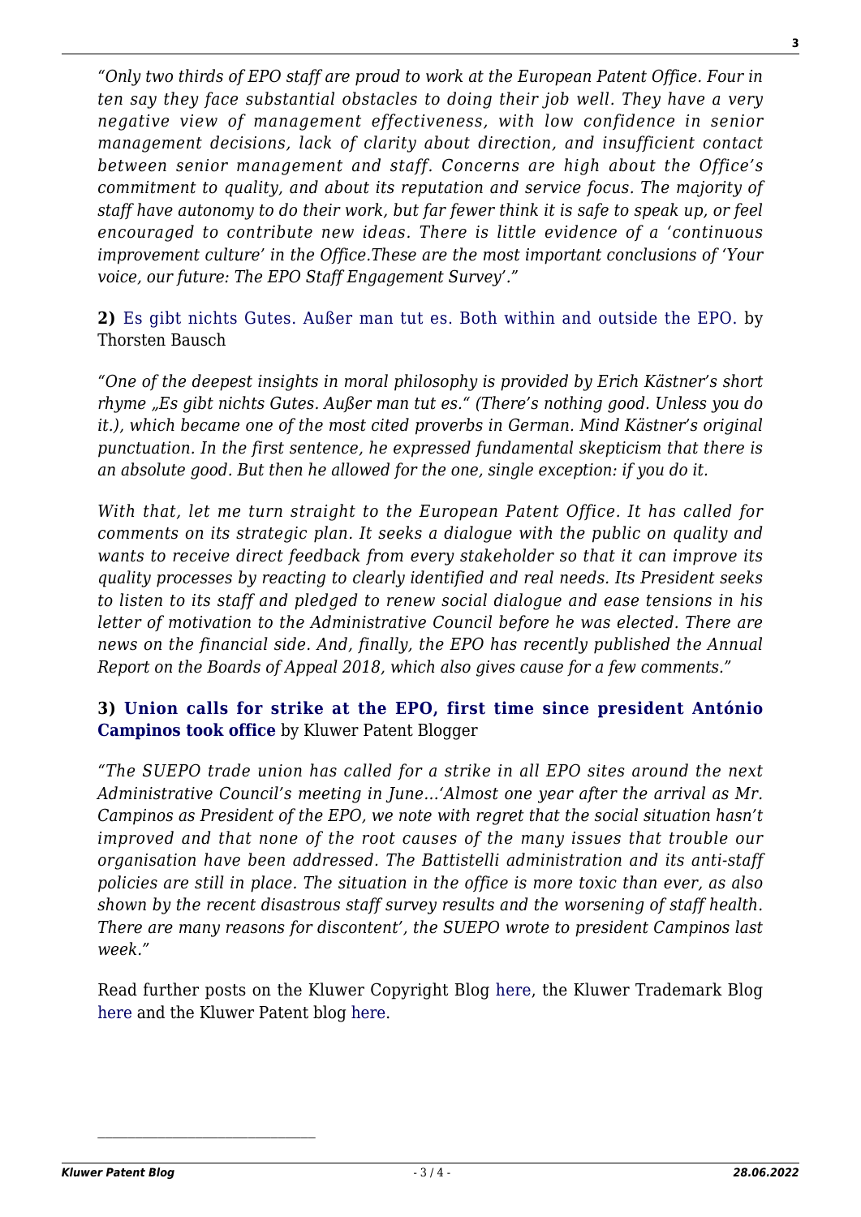*"Only two thirds of EPO staff are proud to work at the European Patent Office. Four in ten say they face substantial obstacles to doing their job well. They have a very negative view of management effectiveness, with low confidence in senior management decisions, lack of clarity about direction, and insufficient contact between senior management and staff. Concerns are high about the Office's commitment to quality, and about its reputation and service focus. The majority of staff have autonomy to do their work, but far fewer think it is safe to speak up, or feel encouraged to contribute new ideas. There is little evidence of a 'continuous improvement culture' in the Office.These are the most important conclusions of 'Your voice, our future: The EPO Staff Engagement Survey'."*

**2)** Es gibt nichts Gutes. Außer man tut es. Both within and outside the EPO. by Thorsten Bausch

*"One of the deepest insights in moral philosophy is provided by Erich Kästner's short rhyme „Es gibt nichts Gutes. Außer man tut es." (There's nothing good. Unless you do it.), which became one of the most cited proverbs in German. Mind Kästner's original punctuation. In the first sentence, he expressed fundamental skepticism that there is an absolute good. But then he allowed for the one, single exception: if you do it.*

*With that, let me turn straight to the European Patent Office. It has called for comments on its strategic plan. It seeks a dialogue with the public on quality and wants to receive direct feedback from every stakeholder so that it can improve its quality processes by reacting to clearly identified and real needs. Its President seeks to listen to its staff and pledged to renew social dialogue and ease tensions in his letter of motivation to the Administrative Council before he was elected. There are news on the financial side. And, finally, the EPO has recently published the Annual Report on the Boards of Appeal 2018, which also gives cause for a few comments."*

**3) Union calls for strike at the EPO, first time since president António Campinos took office** by Kluwer Patent Blogger

*"The SUEPO trade union has called for a strike in all EPO sites around the next Administrative Council's meeting in June…'Almost one year after the arrival as Mr. Campinos as President of the EPO, we note with regret that the social situation hasn't improved and that none of the root causes of the many issues that trouble our organisation have been addressed. The Battistelli administration and its anti-staff policies are still in place. The situation in the office is more toxic than ever, as also shown by the recent disastrous staff survey results and the worsening of staff health. There are many reasons for discontent', the SUEPO wrote to president Campinos last week."*

Read further posts on the Kluwer Copyright Blog here, the Kluwer Trademark Blog here and the Kluwer Patent blog here.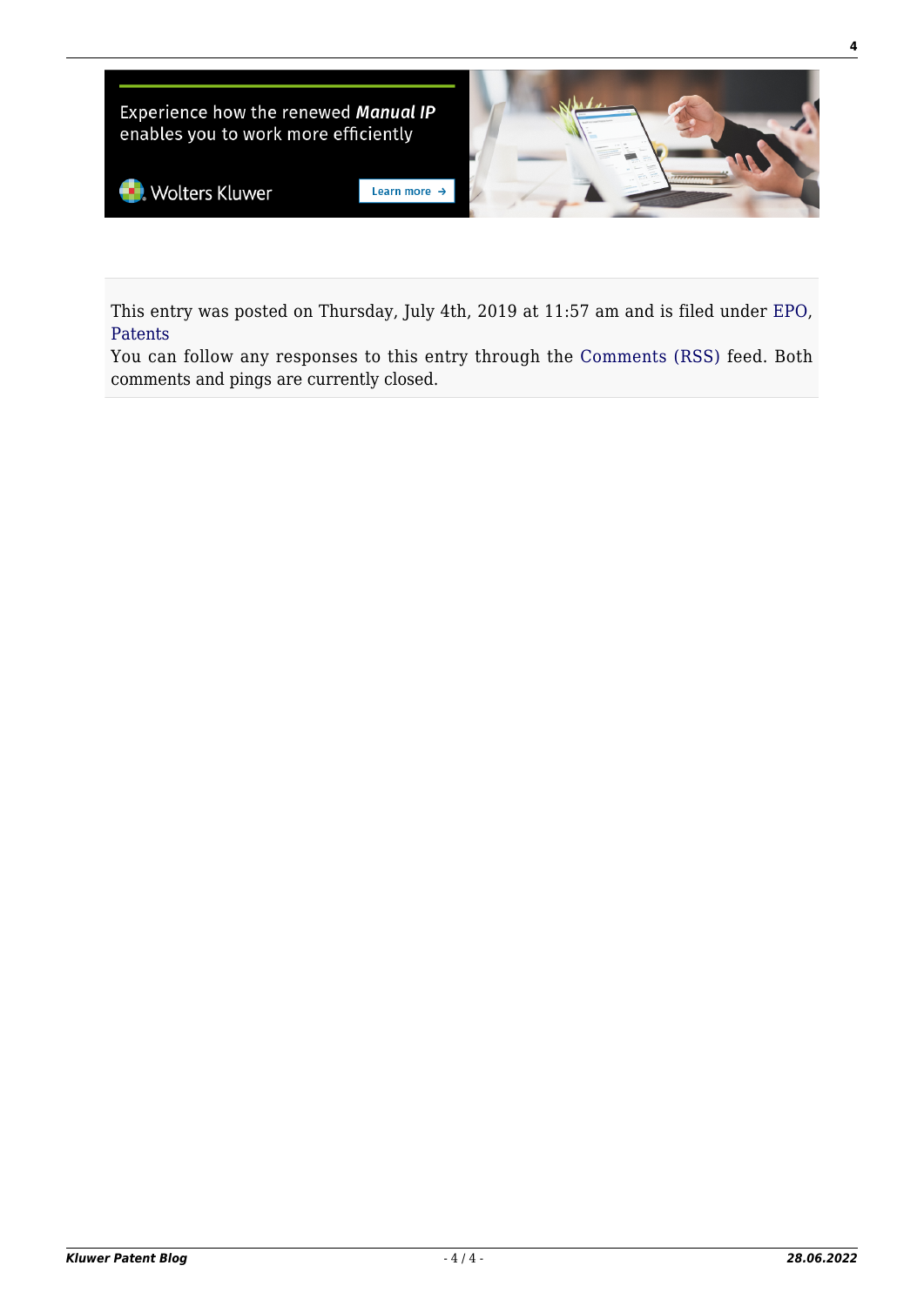This entry was posted on Thursday, July 4th, 2019 at 11:57 am and is filed under EPO, Patents

You can follow any responses to this entry through the Comments (RSS) feed. Both comments and pings are currently closed.